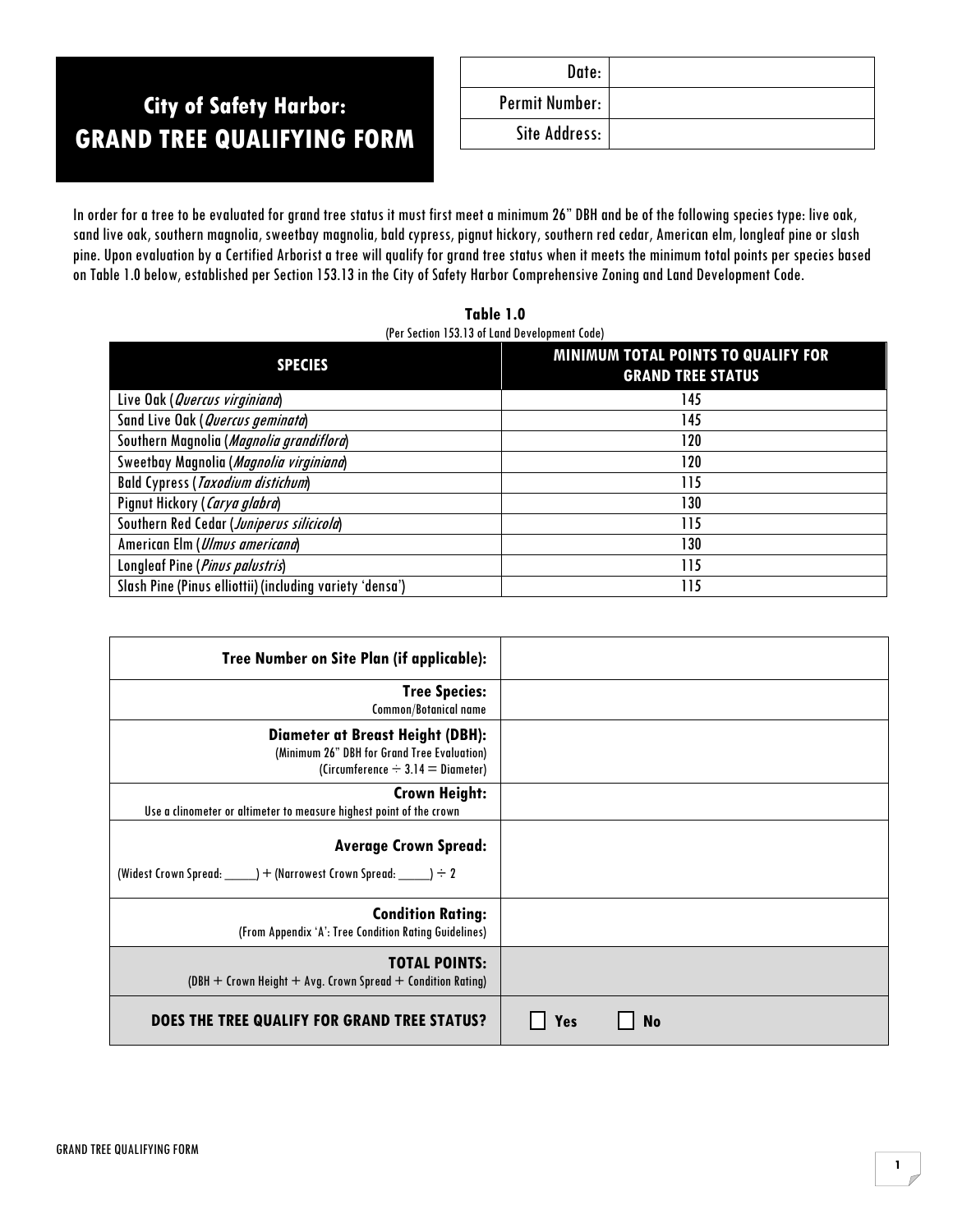# City of Safety Harbor: GRAND TREE QUALIFYING FORM

| Date: | |
|---|---|
| Permit Number: | |
| Site Address: | |

In order for a tree to be evaluated for grand tree status it must first meet a minimum 26" DBH and be of the following species type: live oak, sand live oak, southern magnolia, sweetbay magnolia, bald cypress, pignut hickory, southern red cedar, American elm, longleaf pine or slash pine. Upon evaluation by a Certified Arborist a tree will qualify for grand tree status when it meets the minimum total points per species based on Table 1.0 below, established per Section 153.13 in the City of Safety Harbor Comprehensive Zoning and Land Development Code.

**Table 1.0**
(Per Section 153.13 of Land Development Code)

| SPECIES | MINIMUM TOTAL POINTS TO QUALIFY FOR GRAND TREE STATUS |
|---|---|
| Live Oak (*Quercus virginiana*) | 145 |
| Sand Live Oak (*Quercus geminata*) | 145 |
| Southern Magnolia (*Magnolia grandiflora*) | 120 |
| Sweetbay Magnolia (*Magnolia virginiana*) | 120 |
| Bald Cypress (*Taxodium distichum*) | 115 |
| Pignut Hickory (*Carya glabra*) | 130 |
| Southern Red Cedar (*Juniperus silicicola*) | 115 |
| American Elm (*Ulmus americana*) | 130 |
| Longleaf Pine (*Pinus palustris*) | 115 |
| Slash Pine (Pinus elliottii) (including variety 'densa') | 115 |

| | |
|---|---|
| **Tree Number on Site Plan (if applicable):** | |
| **Tree Species:** Common/Botanical name | |
| **Diameter at Breast Height (DBH):** (Minimum 26" DBH for Grand Tree Evaluation) (Circumference ÷ 3.14 = Diameter) | |
| **Crown Height:** Use a clinometer or altimeter to measure highest point of the crown | |
| **Average Crown Spread:** (Widest Crown Spread: _____) + (Narrowest Crown Spread: _____) ÷ 2 | |
| **Condition Rating:** (From Appendix 'A': Tree Condition Rating Guidelines) | |
| **TOTAL POINTS:** (DBH + Crown Height + Avg. Crown Spread + Condition Rating) | |
| **DOES THE TREE QUALIFY FOR GRAND TREE STATUS?** | ☐ **Yes** ☐ **No** |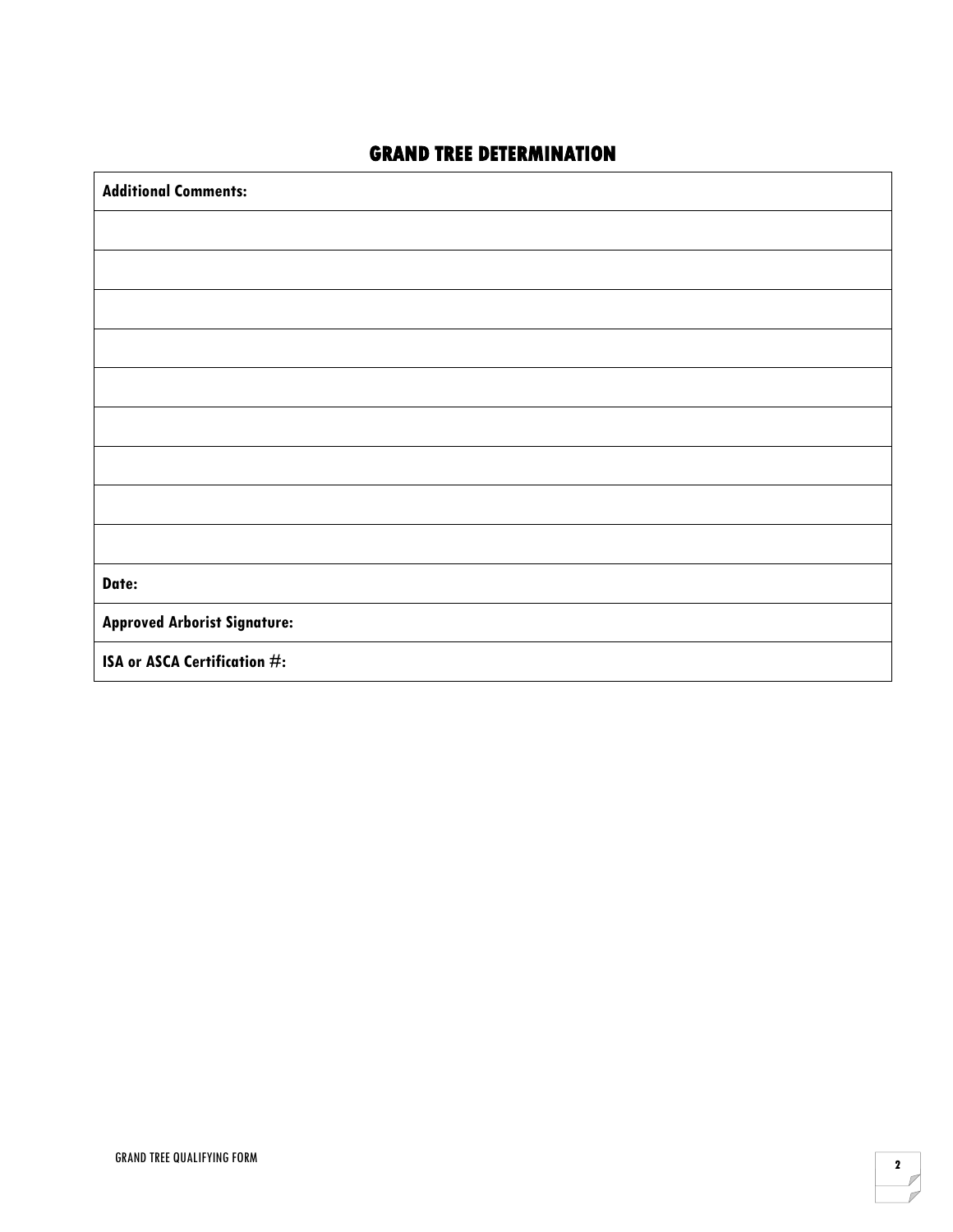## GRAND TREE DETERMINATION

| Additional Comments: |
| --- |
| |
| |
| |
| |
| |
| |
| |
| |
| |
| Date: |
| Approved Arborist Signature: |
| ISA or ASCA Certification #: |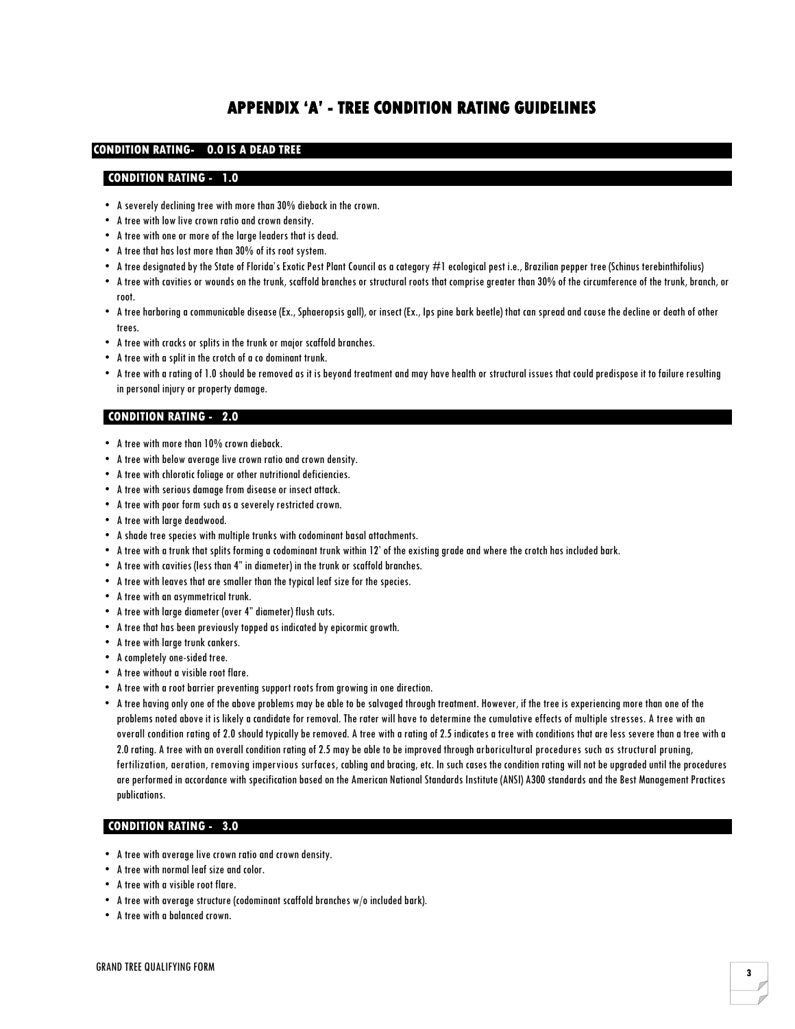# APPENDIX 'A' - TREE CONDITION RATING GUIDELINES

## CONDITION RATING- 0.0 IS A DEAD TREE

### CONDITION RATING - 1.0

- A severely declining tree with more than 30% dieback in the crown.
- A tree with low live crown ratio and crown density.
- A tree with one or more of the large leaders that is dead.
- A tree that has lost more than 30% of its root system.
- A tree designated by the State of Florida's Exotic Pest Plant Council as a category #1 ecological pest i.e., Brazilian pepper tree (Schinus terebinthifolius)
- A tree with cavities or wounds on the trunk, scaffold branches or structural roots that comprise greater than 30% of the circumference of the trunk, branch, or root.
- A tree harboring a communicable disease (Ex., Sphaeropsis gall), or insect (Ex., Ips pine bark beetle) that can spread and cause the decline or death of other trees.
- A tree with cracks or splits in the trunk or major scaffold branches.
- A tree with a split in the crotch of a co dominant trunk.
- A tree with a rating of 1.0 should be removed as it is beyond treatment and may have health or structural issues that could predispose it to failure resulting in personal injury or property damage.

### CONDITION RATING - 2.0

- A tree with more than 10% crown dieback.
- A tree with below average live crown ratio and crown density.
- A tree with chlorotic foliage or other nutritional deficiencies.
- A tree with serious damage from disease or insect attack.
- A tree with poor form such as a severely restricted crown.
- A tree with large deadwood.
- A shade tree species with multiple trunks with codominant basal attachments.
- A tree with a trunk that splits forming a codominant trunk within 12' of the existing grade and where the crotch has included bark.
- A tree with cavities (less than 4" in diameter) in the trunk or scaffold branches.
- A tree with leaves that are smaller than the typical leaf size for the species.
- A tree with an asymmetrical trunk.
- A tree with large diameter (over 4" diameter) flush cuts.
- A tree that has been previously topped as indicated by epicormic growth.
- A tree with large trunk cankers.
- A completely one-sided tree.
- A tree without a visible root flare.
- A tree with a root barrier preventing support roots from growing in one direction.
- A tree having only one of the above problems may be able to be salvaged through treatment. However, if the tree is experiencing more than one of the problems noted above it is likely a candidate for removal. The rater will have to determine the cumulative effects of multiple stresses. A tree with an overall condition rating of 2.0 should typically be removed. A tree with a rating of 2.5 indicates a tree with conditions that are less severe than a tree with a 2.0 rating. A tree with an overall condition rating of 2.5 may be able to be improved through arboricultural procedures such as structural pruning, fertilization, aeration, removing impervious surfaces, cabling and bracing, etc. In such cases the condition rating will not be upgraded until the procedures are performed in accordance with specification based on the American National Standards Institute (ANSI) A300 standards and the Best Management Practices publications.

### CONDITION RATING - 3.0

- A tree with average live crown ratio and crown density.
- A tree with normal leaf size and color.
- A tree with a visible root flare.
- A tree with average structure (codominant scaffold branches w/o included bark).
- A tree with a balanced crown.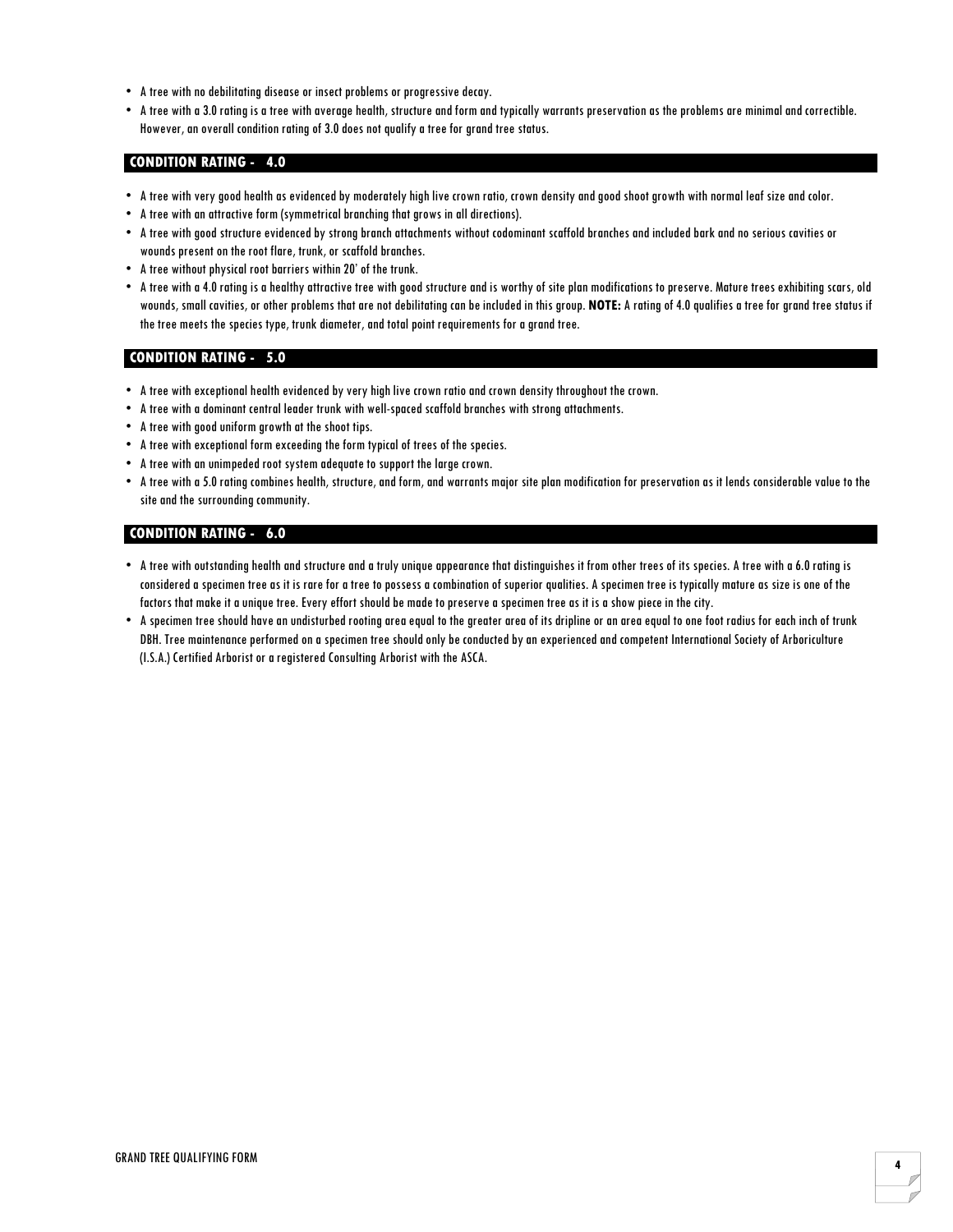- A tree with no debilitating disease or insect problems or progressive decay.
- A tree with a 3.0 rating is a tree with average health, structure and form and typically warrants preservation as the problems are minimal and correctible. However, an overall condition rating of 3.0 does not qualify a tree for grand tree status.

## CONDITION RATING - 4.0

- A tree with very good health as evidenced by moderately high live crown ratio, crown density and good shoot growth with normal leaf size and color.
- A tree with an attractive form (symmetrical branching that grows in all directions).
- A tree with good structure evidenced by strong branch attachments without codominant scaffold branches and included bark and no serious cavities or wounds present on the root flare, trunk, or scaffold branches.
- A tree without physical root barriers within 20' of the trunk.
- A tree with a 4.0 rating is a healthy attractive tree with good structure and is worthy of site plan modifications to preserve. Mature trees exhibiting scars, old wounds, small cavities, or other problems that are not debilitating can be included in this group. **NOTE:** A rating of 4.0 qualifies a tree for grand tree status if the tree meets the species type, trunk diameter, and total point requirements for a grand tree.

## CONDITION RATING - 5.0

- A tree with exceptional health evidenced by very high live crown ratio and crown density throughout the crown.
- A tree with a dominant central leader trunk with well-spaced scaffold branches with strong attachments.
- A tree with good uniform growth at the shoot tips.
- A tree with exceptional form exceeding the form typical of trees of the species.
- A tree with an unimpeded root system adequate to support the large crown.
- A tree with a 5.0 rating combines health, structure, and form, and warrants major site plan modification for preservation as it lends considerable value to the site and the surrounding community.

## CONDITION RATING - 6.0

- A tree with outstanding health and structure and a truly unique appearance that distinguishes it from other trees of its species. A tree with a 6.0 rating is considered a specimen tree as it is rare for a tree to possess a combination of superior qualities. A specimen tree is typically mature as size is one of the factors that make it a unique tree. Every effort should be made to preserve a specimen tree as it is a show piece in the city.
- A specimen tree should have an undisturbed rooting area equal to the greater area of its dripline or an area equal to one foot radius for each inch of trunk DBH. Tree maintenance performed on a specimen tree should only be conducted by an experienced and competent International Society of Arboriculture (I.S.A.) Certified Arborist or a registered Consulting Arborist with the ASCA.